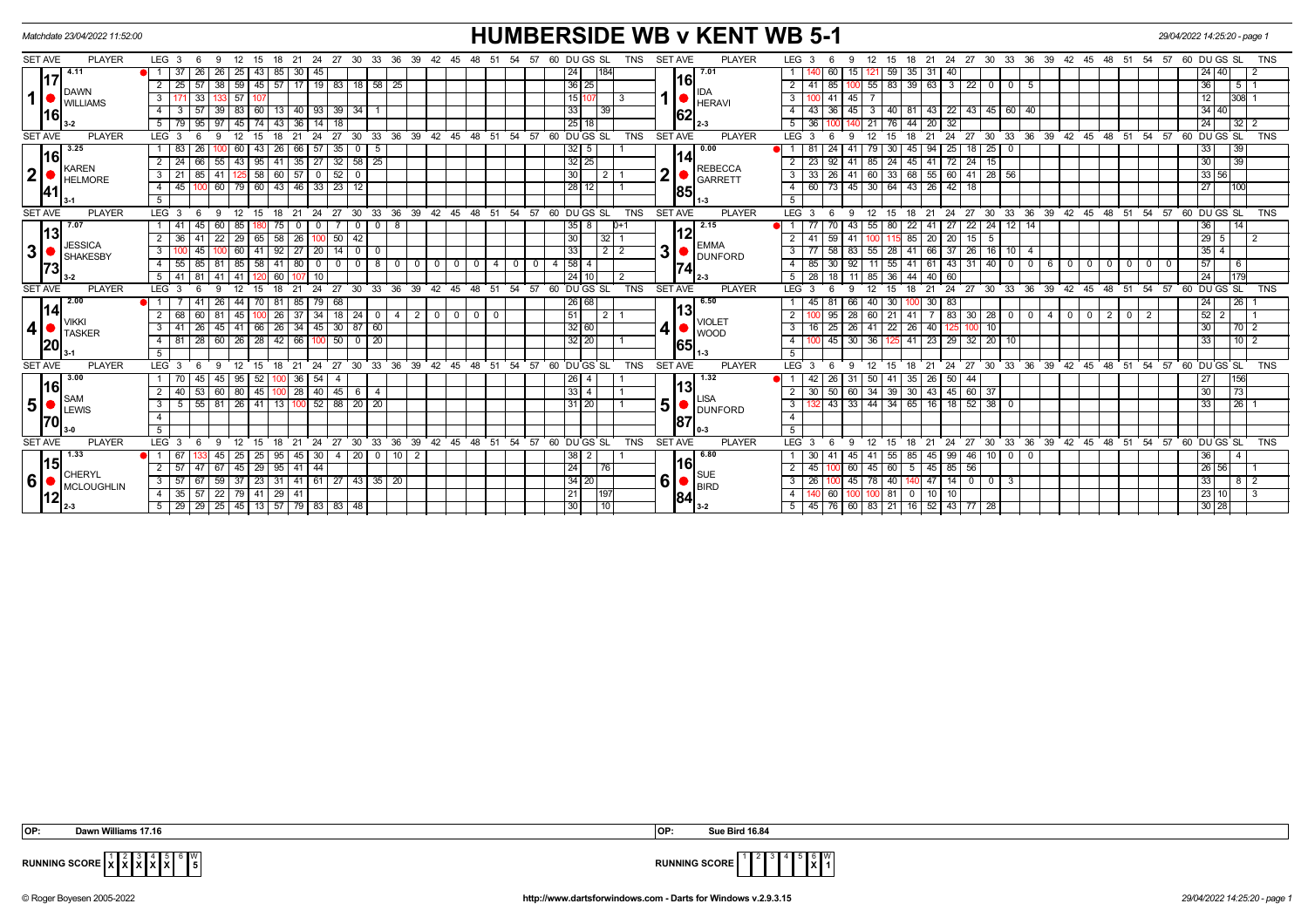| <b>PLAYER</b><br>LEG <sub>3</sub><br><b>SET AVE</b><br><b>PLAYER</b><br>LEG <sub>3</sub><br>27 30 33 36<br><b>TNS</b><br>12<br>15 18 21<br>24 27<br>- 30<br>33 36<br>39<br>60 DU GS SL<br>TNS<br>18 21 24<br>39 42 45<br>48 51<br>54<br>57<br>60 DU GS SL<br>- 6<br>- 9<br>42<br>48<br>57<br>12<br>15<br>45<br>54<br>-37<br>$35 \mid 31$<br>$24 \overline{40}$<br>4.11<br>26<br>25 <sub>1</sub><br>$43 \mid 85 \mid$<br>30   45<br>24<br>7.01<br>59<br>40<br>-26 I<br>15<br>60<br>'17<br>1161<br>  36  <br>$55 \mid 83 \mid 39 \mid 63 \mid 3 \mid 22 \mid 0$<br>25<br>38<br>59   45   57   17   19   83   18   58   25<br>$\overline{2}$<br>36<br>57  <br>25  <br>41<br>$\sqrt{85}$<br>- 5<br>5<br>100<br>$^{\circ}$<br>DAWN<br>1 <sup>1</sup><br>15<br>45<br>57<br>12<br>33 <sup>1</sup><br>3 <sup>1</sup><br>$100$   41<br>308<br>3<br>3<br>133<br><b>HERAVI</b><br><b>WILLIAMS</b><br>33<br>34   40<br>39 83 60 13 40 93 39 34<br>45 3 40 81<br>43 22 43 45 60 40<br> 39 <br>4<br>$-43$ 36<br>$\mathbf{3}$<br>57  <br>62<br>16<br>$\overline{25}$<br>24<br>5<br>32<br>  32  <br>-95 I<br>45 74 43<br>$36$ 14 18<br>18 I<br>36<br>44<br>20<br>5   79  <br>97<br>21<br>76<br><b>PLAYER</b><br>24 27 30 33 36 39 42 45 48 51 54 57 60 DUGS SL<br>TNS<br><b>SET AVE</b><br><b>PLAYER</b><br>LEG <sup>3</sup><br>21 24 27 30 33 36 39 42 45 48 51 54 57 60 DUGS SL<br><b>TNS</b><br>LEG <sup>3</sup><br>12<br>18<br>21<br>12<br>18<br>- 6<br>- 15<br>Q<br>15<br>3.25<br>0.00<br>32<br>33<br>39<br>66 57 35<br>5<br>-81<br>30 <sup>1</sup><br>$18$   25  <br>83<br>60<br>26<br>$\frac{24}{}$<br>45<br>94<br>-25 I<br>-43<br>- 0<br>0<br>16<br>14<br>$35 \mid 27 \mid 32 \mid 58 \mid 25$<br>32 25<br>45<br>41 72 24 15<br>30<br>39<br>24<br>55<br>43 95 41<br>23<br>$85 \mid 24$<br>2<br>66 I<br>$\overline{2}$<br>  92<br>41<br>$\overline{\phantom{a}}$ KAREN<br><b>REBECCA</b><br>2  <br>2<br>$58$ 60<br>$57$   0<br>52<br>30<br>33<br>33<br>68<br>55 60 41 28 56<br>33 56 <br>21<br>41<br>3 <sup>1</sup><br>60<br>3<br>85<br>26<br>41<br>$\Omega$<br>2 I<br><b>GARRETT</b><br><b>HELMORE</b><br>$46$ 33 23<br>45<br>30   64<br>43 26 42 18<br>27<br>45<br>60<br>79<br>60 43<br>12<br>28<br>$4 \vert$<br>60 73<br>100<br>12 I<br>4<br>41<br>185<br>5<br>5<br><b>PLAYER</b><br>36<br>39 42 45 48 51 54 57 60 DUGS SL<br><b>TNS</b><br><b>SET AVE</b><br><b>PLAYER</b><br>$LEG$ 3<br>30<br>$33^\circ$<br>36 39 42 45 48 51 54 57 60 DUGS SL<br><b>TNS</b><br>LEG <sub>3</sub><br>$12 \overline{ }$<br>24<br>27<br>30<br>- 33<br>21<br>24<br>27<br>- 6<br>-9<br>15<br>18<br>21<br>15<br>2.15<br>43<br>$\overline{22}$<br>27<br> 22 24 <br>36<br>7.07<br> 41<br>60<br>85<br>75<br>$35 \mid 8$<br>55<br>80<br>41<br>$12$   14<br>14<br>45 I<br>$\mathbf{0}$<br>8<br>0<br>0<br> 13 <br>12<br>30<br>$29 \mid 5$<br>29 65<br>58<br>$100$ 50<br>85<br>$20$   15  5<br>36<br>22<br>26<br>42<br>32 <br>2 <sup>1</sup><br>41<br>59<br>41<br>$\overline{20}$<br><b>JESSICA</b><br><b>EMMA</b><br>31<br>3<br> 33 <br>92<br>$27$   20   14   0   0<br>83<br>$37$   26   16   10  <br>$35$   4<br>60<br>$55$ 28<br>66<br>3<br>45 <sub>1</sub><br>2 2<br>3 <sup>1</sup><br>58<br>41<br>41  <br>-4<br><b>SHAKESBY</b><br><b>DUNFORD</b><br>$-4$ 58<br>92<br>800000<br> 43 31 40 0 <br>57<br>55<br>85<br>$58 \mid 41$<br>$80 0 0$<br>$\overline{4}$<br>$85 \mid 30$<br>55<br>$\overline{0}$<br>$60$<br>85 I<br>81<br>41<br>61<br>$\overline{0}$<br>$0$ 0<br>$0$ 0<br>$\overline{6}$<br>$\overline{4}$<br>$\overline{0}$<br>$\circ$ 1<br>73<br>174<br>24<br>41<br>60<br>10<br>$\overline{24}$<br>5<br>11<br>85 36<br>44<br>$40 \ 60$<br>1179<br>5   41<br>81<br>41<br>10 <sub>l</sub><br>2<br>$2 - 3$<br><b>PLAYER</b><br>24 27 30 33 36 39 42 45 48 51 54 57 60 DUGS SL<br><b>PLAYER</b><br>24<br>27 30 33 36 39 42 45 48 51 54 57 60 DUGS SL<br>LEG <sup>3</sup><br>12<br>18<br>21<br><b>TNS</b><br><b>SET AVE</b><br>LEG <sup>3</sup><br>12<br>15<br>21<br><b>TNS</b><br>- 6<br>9<br>15<br>9<br>18<br>2.00<br> 26 68 <br>6.50<br>24<br> 26 <br>26<br>85 79 68<br>40 30<br>83<br>44 70 81<br>45 81<br>66<br>30<br>DI 1<br>114 <sub>l</sub><br>13<br>$\overline{51}$<br>83 30 28 0<br>$52$   2<br>$100$ 26<br>$37$   34   18   24   0   4   2   0<br>$\overline{0}$<br>28<br>$2$ 0<br>l 68<br>81<br>45<br>$0$   0<br>60 21<br>$\overline{2}$<br>- 60 I<br>)I 95<br>41<br>$\mathbf{0}$<br>I4 I 0<br>$\Omega$<br>l 2 I<br><b>VIOLET</b><br><b>VIKKI</b><br>4 <br>$32   60$<br>45 41 66 26 34 45 30 87 60<br>26 41 22 26<br>3<br>$16$   25<br>40<br>10<br>30<br>$\mathbf{3}$<br>41<br>- 26 I<br>$\overline{70}$ 2<br>10C<br><b>WOOD</b><br><b>TASKER</b><br>32 20 <br>33<br>$10$   2<br>  28   60   26   28   42   66   100   50   0   20<br>100 45 30 36 125 41 23 29 32 20 10<br>81<br>$\overline{4}$<br>4<br> 20<br>165<br>5 <sup>5</sup><br>-5<br>45 48 51<br><b>TNS</b><br>39 42 45<br>48 51<br>54 57 60 DUGS SL<br><b>PLAYER</b><br><b>LEG</b><br>27<br>$33^\circ$<br>36<br>39 42<br>$-54$<br>57<br>60 DUGS SL<br><b>SET AVE</b><br><b>PLAYER</b><br>LEG <sup>'</sup><br>24<br>27<br>30<br>33 <sup>°</sup><br>36<br><b>TNS</b><br>24<br>30<br>18<br>21<br>18<br>21<br>3.00<br>$36$   54   4<br>1.32<br>35<br>$50 \mid 44$<br>27<br>45<br>95<br> 26 <br>31<br>50<br>-41<br>26<br>156<br>-26<br> 16 <br>13<br>33<br>28   40   45  <br>60<br>30 <sup>1</sup><br>43 45 60 37<br>60<br>80<br>$-45$<br>$34 \mid 39$<br>30 <sup>°</sup><br>40<br>53 I<br>2 <sup>1</sup><br>30   50  <br>73<br>2 <sup>1</sup><br>- 6<br>100<br><b>SAM</b><br><b>LISA</b><br>5  <br>5<br>$26$ 41 13<br>$100$ 52 88 20 20<br>33<br>44 34 65 16 18 52 38<br> 26 <br>$55$ 81<br> 31 20 <br>$\overline{3}$<br>33<br>$\vert$ 43<br>3<br>-5<br>$\overline{\mathbf{0}}$<br>LEWIS<br><b>DUNFORD</b><br>$\overline{4}$<br>$\overline{4}$<br> 70<br>87<br>5<br>5<br><b>PLAYER</b><br>LEG <sub>3</sub><br>$24 \quad 27$<br>33 36<br>39 42 45 48 51<br>$54 \t57$<br>60 DUGS SL<br><b>PLAYER</b><br>LEG <sup>'</sup><br>24<br>27<br>30 33 36 39 42 45<br>48 51 54 57 60 DUGS SL<br>12<br>18<br>ີ 21<br>$\frac{1}{30}$<br><b>TNS</b><br><b>SET AVE</b><br>12<br>21<br><b>TNS</b><br>- 6<br>- 9<br>15<br>-3<br>9<br>15<br>18<br>- 6<br>$45$ 30 $\mid$ 4 $\mid$ 20 $\mid$ 0 $\mid$ 10 $\mid$ 2<br>99   46   10   0<br>1.33<br>$\overline{38}$<br>6.80<br>55<br>85<br>67<br>45<br>25<br>- 25 I<br>95<br>$\overline{2}$<br>30 I 41<br>45<br>$45 \vert$<br>$\overline{0}$<br>36 <br>$\overline{4}$<br>-41<br> 15 <br><b>16</b><br>24<br>60<br>85<br>26 56 <br>57<br>67<br>45<br>29<br>95<br>41<br>$-44$<br>$\overline{2}$<br>$45 \ 60$<br>45<br>56<br>2<br>l 76 l<br>45<br>5<br>47<br>CHERYL<br><b>SUE</b><br>61<br>6<br>33<br>$3 \mid 57$<br>59<br>37   23   31   41   61   27   43   35   20<br> 34 20 <br>26 100<br>45<br>78 40<br>$47$ 14 0<br>67<br>3<br>$82$<br>140<br><b>BIRD</b><br>MCLOUGHLIN<br>$\sqrt{23}$ 10<br>57 22 79 41 29 41<br>$4 \mid 35 \mid$<br>21<br>10 <sup>1</sup><br>4<br>$140$ 60<br>$100$ 81<br>$\mathbf 0$<br>197<br>100 <sub>1</sub><br>10 <sub>1</sub><br>12 <br>184<br>$\overline{30}$<br>$30 28$<br>5 29 29 25 45 13 57 79 83 83 48<br>$5$   45   76   60   83   21   16   52   43   77   28<br>110 | <b>HUMBERSIDE WB v KENT WB 5-1</b><br>Matchdate 23/04/2022 11:52:00<br>29/04/2022 14:25:20 - page 1 |  |  |  |  |  |  |  |
|--------------------------------------------------------------------------------------------------------------------------------------------------------------------------------------------------------------------------------------------------------------------------------------------------------------------------------------------------------------------------------------------------------------------------------------------------------------------------------------------------------------------------------------------------------------------------------------------------------------------------------------------------------------------------------------------------------------------------------------------------------------------------------------------------------------------------------------------------------------------------------------------------------------------------------------------------------------------------------------------------------------------------------------------------------------------------------------------------------------------------------------------------------------------------------------------------------------------------------------------------------------------------------------------------------------------------------------------------------------------------------------------------------------------------------------------------------------------------------------------------------------------------------------------------------------------------------------------------------------------------------------------------------------------------------------------------------------------------------------------------------------------------------------------------------------------------------------------------------------------------------------------------------------------------------------------------------------------------------------------------------------------------------------------------------------------------------------------------------------------------------------------------------------------------------------------------------------------------------------------------------------------------------------------------------------------------------------------------------------------------------------------------------------------------------------------------------------------------------------------------------------------------------------------------------------------------------------------------------------------------------------------------------------------------------------------------------------------------------------------------------------------------------------------------------------------------------------------------------------------------------------------------------------------------------------------------------------------------------------------------------------------------------------------------------------------------------------------------------------------------------------------------------------------------------------------------------------------------------------------------------------------------------------------------------------------------------------------------------------------------------------------------------------------------------------------------------------------------------------------------------------------------------------------------------------------------------------------------------------------------------------------------------------------------------------------------------------------------------------------------------------------------------------------------------------------------------------------------------------------------------------------------------------------------------------------------------------------------------------------------------------------------------------------------------------------------------------------------------------------------------------------------------------------------------------------------------------------------------------------------------------------------------------------------------------------------------------------------------------------------------------------------------------------------------------------------------------------------------------------------------------------------------------------------------------------------------------------------------------------------------------------------------------------------------------------------------------------------------------------------------------------------------------------------------------------------------------------------------------------------------------------------------------------------------------------------------------------------------------------------------------------------------------------------------------------------------------------------------------------------------------------------------------------------------------------------------------------------------------------------------------------------------------------------------------------------------------------------------------------------------------------------------------------------------------------------------------------------------------------------------------------------------------------------------------------------------------------------------------------------------------------------------------------------------------------------------------------------------------------------------------------------------------------------------------------------------------------------------------------------------------------------------------------------------------------------------------------------------------------------------------------------------------------------------------------------------------------------------------------------------------------------------------------------------------------------------------------------------------------------------------------------------------------------------------------------------------------------------------------------------------------------------------------------------------------------------------------------------------------------------------------------------------------------------------------------------------------------------------------------------------------------------------------------------------------------------------------------------------------------------------------------------------------------------------------------------------------------------------------------------------------------------------------------------------------------------------------------------------------------------------------------------------------------------------------------------------------------------------------------------------------------------------------------|-----------------------------------------------------------------------------------------------------|--|--|--|--|--|--|--|
| <b>SET AVE</b><br><b>SET AVE</b><br><b>SET AVE</b><br><b>SET AVE</b><br><b>SET AVE</b>                                                                                                                                                                                                                                                                                                                                                                                                                                                                                                                                                                                                                                                                                                                                                                                                                                                                                                                                                                                                                                                                                                                                                                                                                                                                                                                                                                                                                                                                                                                                                                                                                                                                                                                                                                                                                                                                                                                                                                                                                                                                                                                                                                                                                                                                                                                                                                                                                                                                                                                                                                                                                                                                                                                                                                                                                                                                                                                                                                                                                                                                                                                                                                                                                                                                                                                                                                                                                                                                                                                                                                                                                                                                                                                                                                                                                                                                                                                                                                                                                                                                                                                                                                                                                                                                                                                                                                                                                                                                                                                                                                                                                                                                                                                                                                                                                                                                                                                                                                                                                                                                                                                                                                                                                                                                                                                                                                                                                                                                                                                                                                                                                                                                                                                                                                                                                                                                                                                                                                                                                                                                                                                                                                                                                                                                                                                                                                                                                                                                                                                                                                                                                                                                                                                                                                                                                                                                                                                                                                                                                                                                                   | <b>SET AVE</b>                                                                                      |  |  |  |  |  |  |  |
|                                                                                                                                                                                                                                                                                                                                                                                                                                                                                                                                                                                                                                                                                                                                                                                                                                                                                                                                                                                                                                                                                                                                                                                                                                                                                                                                                                                                                                                                                                                                                                                                                                                                                                                                                                                                                                                                                                                                                                                                                                                                                                                                                                                                                                                                                                                                                                                                                                                                                                                                                                                                                                                                                                                                                                                                                                                                                                                                                                                                                                                                                                                                                                                                                                                                                                                                                                                                                                                                                                                                                                                                                                                                                                                                                                                                                                                                                                                                                                                                                                                                                                                                                                                                                                                                                                                                                                                                                                                                                                                                                                                                                                                                                                                                                                                                                                                                                                                                                                                                                                                                                                                                                                                                                                                                                                                                                                                                                                                                                                                                                                                                                                                                                                                                                                                                                                                                                                                                                                                                                                                                                                                                                                                                                                                                                                                                                                                                                                                                                                                                                                                                                                                                                                                                                                                                                                                                                                                                                                                                                                                                                                                                                                          |                                                                                                     |  |  |  |  |  |  |  |
|                                                                                                                                                                                                                                                                                                                                                                                                                                                                                                                                                                                                                                                                                                                                                                                                                                                                                                                                                                                                                                                                                                                                                                                                                                                                                                                                                                                                                                                                                                                                                                                                                                                                                                                                                                                                                                                                                                                                                                                                                                                                                                                                                                                                                                                                                                                                                                                                                                                                                                                                                                                                                                                                                                                                                                                                                                                                                                                                                                                                                                                                                                                                                                                                                                                                                                                                                                                                                                                                                                                                                                                                                                                                                                                                                                                                                                                                                                                                                                                                                                                                                                                                                                                                                                                                                                                                                                                                                                                                                                                                                                                                                                                                                                                                                                                                                                                                                                                                                                                                                                                                                                                                                                                                                                                                                                                                                                                                                                                                                                                                                                                                                                                                                                                                                                                                                                                                                                                                                                                                                                                                                                                                                                                                                                                                                                                                                                                                                                                                                                                                                                                                                                                                                                                                                                                                                                                                                                                                                                                                                                                                                                                                                                          |                                                                                                     |  |  |  |  |  |  |  |
|                                                                                                                                                                                                                                                                                                                                                                                                                                                                                                                                                                                                                                                                                                                                                                                                                                                                                                                                                                                                                                                                                                                                                                                                                                                                                                                                                                                                                                                                                                                                                                                                                                                                                                                                                                                                                                                                                                                                                                                                                                                                                                                                                                                                                                                                                                                                                                                                                                                                                                                                                                                                                                                                                                                                                                                                                                                                                                                                                                                                                                                                                                                                                                                                                                                                                                                                                                                                                                                                                                                                                                                                                                                                                                                                                                                                                                                                                                                                                                                                                                                                                                                                                                                                                                                                                                                                                                                                                                                                                                                                                                                                                                                                                                                                                                                                                                                                                                                                                                                                                                                                                                                                                                                                                                                                                                                                                                                                                                                                                                                                                                                                                                                                                                                                                                                                                                                                                                                                                                                                                                                                                                                                                                                                                                                                                                                                                                                                                                                                                                                                                                                                                                                                                                                                                                                                                                                                                                                                                                                                                                                                                                                                                                          |                                                                                                     |  |  |  |  |  |  |  |
|                                                                                                                                                                                                                                                                                                                                                                                                                                                                                                                                                                                                                                                                                                                                                                                                                                                                                                                                                                                                                                                                                                                                                                                                                                                                                                                                                                                                                                                                                                                                                                                                                                                                                                                                                                                                                                                                                                                                                                                                                                                                                                                                                                                                                                                                                                                                                                                                                                                                                                                                                                                                                                                                                                                                                                                                                                                                                                                                                                                                                                                                                                                                                                                                                                                                                                                                                                                                                                                                                                                                                                                                                                                                                                                                                                                                                                                                                                                                                                                                                                                                                                                                                                                                                                                                                                                                                                                                                                                                                                                                                                                                                                                                                                                                                                                                                                                                                                                                                                                                                                                                                                                                                                                                                                                                                                                                                                                                                                                                                                                                                                                                                                                                                                                                                                                                                                                                                                                                                                                                                                                                                                                                                                                                                                                                                                                                                                                                                                                                                                                                                                                                                                                                                                                                                                                                                                                                                                                                                                                                                                                                                                                                                                          |                                                                                                     |  |  |  |  |  |  |  |
|                                                                                                                                                                                                                                                                                                                                                                                                                                                                                                                                                                                                                                                                                                                                                                                                                                                                                                                                                                                                                                                                                                                                                                                                                                                                                                                                                                                                                                                                                                                                                                                                                                                                                                                                                                                                                                                                                                                                                                                                                                                                                                                                                                                                                                                                                                                                                                                                                                                                                                                                                                                                                                                                                                                                                                                                                                                                                                                                                                                                                                                                                                                                                                                                                                                                                                                                                                                                                                                                                                                                                                                                                                                                                                                                                                                                                                                                                                                                                                                                                                                                                                                                                                                                                                                                                                                                                                                                                                                                                                                                                                                                                                                                                                                                                                                                                                                                                                                                                                                                                                                                                                                                                                                                                                                                                                                                                                                                                                                                                                                                                                                                                                                                                                                                                                                                                                                                                                                                                                                                                                                                                                                                                                                                                                                                                                                                                                                                                                                                                                                                                                                                                                                                                                                                                                                                                                                                                                                                                                                                                                                                                                                                                                          |                                                                                                     |  |  |  |  |  |  |  |
|                                                                                                                                                                                                                                                                                                                                                                                                                                                                                                                                                                                                                                                                                                                                                                                                                                                                                                                                                                                                                                                                                                                                                                                                                                                                                                                                                                                                                                                                                                                                                                                                                                                                                                                                                                                                                                                                                                                                                                                                                                                                                                                                                                                                                                                                                                                                                                                                                                                                                                                                                                                                                                                                                                                                                                                                                                                                                                                                                                                                                                                                                                                                                                                                                                                                                                                                                                                                                                                                                                                                                                                                                                                                                                                                                                                                                                                                                                                                                                                                                                                                                                                                                                                                                                                                                                                                                                                                                                                                                                                                                                                                                                                                                                                                                                                                                                                                                                                                                                                                                                                                                                                                                                                                                                                                                                                                                                                                                                                                                                                                                                                                                                                                                                                                                                                                                                                                                                                                                                                                                                                                                                                                                                                                                                                                                                                                                                                                                                                                                                                                                                                                                                                                                                                                                                                                                                                                                                                                                                                                                                                                                                                                                                          |                                                                                                     |  |  |  |  |  |  |  |
|                                                                                                                                                                                                                                                                                                                                                                                                                                                                                                                                                                                                                                                                                                                                                                                                                                                                                                                                                                                                                                                                                                                                                                                                                                                                                                                                                                                                                                                                                                                                                                                                                                                                                                                                                                                                                                                                                                                                                                                                                                                                                                                                                                                                                                                                                                                                                                                                                                                                                                                                                                                                                                                                                                                                                                                                                                                                                                                                                                                                                                                                                                                                                                                                                                                                                                                                                                                                                                                                                                                                                                                                                                                                                                                                                                                                                                                                                                                                                                                                                                                                                                                                                                                                                                                                                                                                                                                                                                                                                                                                                                                                                                                                                                                                                                                                                                                                                                                                                                                                                                                                                                                                                                                                                                                                                                                                                                                                                                                                                                                                                                                                                                                                                                                                                                                                                                                                                                                                                                                                                                                                                                                                                                                                                                                                                                                                                                                                                                                                                                                                                                                                                                                                                                                                                                                                                                                                                                                                                                                                                                                                                                                                                                          |                                                                                                     |  |  |  |  |  |  |  |
|                                                                                                                                                                                                                                                                                                                                                                                                                                                                                                                                                                                                                                                                                                                                                                                                                                                                                                                                                                                                                                                                                                                                                                                                                                                                                                                                                                                                                                                                                                                                                                                                                                                                                                                                                                                                                                                                                                                                                                                                                                                                                                                                                                                                                                                                                                                                                                                                                                                                                                                                                                                                                                                                                                                                                                                                                                                                                                                                                                                                                                                                                                                                                                                                                                                                                                                                                                                                                                                                                                                                                                                                                                                                                                                                                                                                                                                                                                                                                                                                                                                                                                                                                                                                                                                                                                                                                                                                                                                                                                                                                                                                                                                                                                                                                                                                                                                                                                                                                                                                                                                                                                                                                                                                                                                                                                                                                                                                                                                                                                                                                                                                                                                                                                                                                                                                                                                                                                                                                                                                                                                                                                                                                                                                                                                                                                                                                                                                                                                                                                                                                                                                                                                                                                                                                                                                                                                                                                                                                                                                                                                                                                                                                                          |                                                                                                     |  |  |  |  |  |  |  |
|                                                                                                                                                                                                                                                                                                                                                                                                                                                                                                                                                                                                                                                                                                                                                                                                                                                                                                                                                                                                                                                                                                                                                                                                                                                                                                                                                                                                                                                                                                                                                                                                                                                                                                                                                                                                                                                                                                                                                                                                                                                                                                                                                                                                                                                                                                                                                                                                                                                                                                                                                                                                                                                                                                                                                                                                                                                                                                                                                                                                                                                                                                                                                                                                                                                                                                                                                                                                                                                                                                                                                                                                                                                                                                                                                                                                                                                                                                                                                                                                                                                                                                                                                                                                                                                                                                                                                                                                                                                                                                                                                                                                                                                                                                                                                                                                                                                                                                                                                                                                                                                                                                                                                                                                                                                                                                                                                                                                                                                                                                                                                                                                                                                                                                                                                                                                                                                                                                                                                                                                                                                                                                                                                                                                                                                                                                                                                                                                                                                                                                                                                                                                                                                                                                                                                                                                                                                                                                                                                                                                                                                                                                                                                                          |                                                                                                     |  |  |  |  |  |  |  |
|                                                                                                                                                                                                                                                                                                                                                                                                                                                                                                                                                                                                                                                                                                                                                                                                                                                                                                                                                                                                                                                                                                                                                                                                                                                                                                                                                                                                                                                                                                                                                                                                                                                                                                                                                                                                                                                                                                                                                                                                                                                                                                                                                                                                                                                                                                                                                                                                                                                                                                                                                                                                                                                                                                                                                                                                                                                                                                                                                                                                                                                                                                                                                                                                                                                                                                                                                                                                                                                                                                                                                                                                                                                                                                                                                                                                                                                                                                                                                                                                                                                                                                                                                                                                                                                                                                                                                                                                                                                                                                                                                                                                                                                                                                                                                                                                                                                                                                                                                                                                                                                                                                                                                                                                                                                                                                                                                                                                                                                                                                                                                                                                                                                                                                                                                                                                                                                                                                                                                                                                                                                                                                                                                                                                                                                                                                                                                                                                                                                                                                                                                                                                                                                                                                                                                                                                                                                                                                                                                                                                                                                                                                                                                                          |                                                                                                     |  |  |  |  |  |  |  |
|                                                                                                                                                                                                                                                                                                                                                                                                                                                                                                                                                                                                                                                                                                                                                                                                                                                                                                                                                                                                                                                                                                                                                                                                                                                                                                                                                                                                                                                                                                                                                                                                                                                                                                                                                                                                                                                                                                                                                                                                                                                                                                                                                                                                                                                                                                                                                                                                                                                                                                                                                                                                                                                                                                                                                                                                                                                                                                                                                                                                                                                                                                                                                                                                                                                                                                                                                                                                                                                                                                                                                                                                                                                                                                                                                                                                                                                                                                                                                                                                                                                                                                                                                                                                                                                                                                                                                                                                                                                                                                                                                                                                                                                                                                                                                                                                                                                                                                                                                                                                                                                                                                                                                                                                                                                                                                                                                                                                                                                                                                                                                                                                                                                                                                                                                                                                                                                                                                                                                                                                                                                                                                                                                                                                                                                                                                                                                                                                                                                                                                                                                                                                                                                                                                                                                                                                                                                                                                                                                                                                                                                                                                                                                                          |                                                                                                     |  |  |  |  |  |  |  |
|                                                                                                                                                                                                                                                                                                                                                                                                                                                                                                                                                                                                                                                                                                                                                                                                                                                                                                                                                                                                                                                                                                                                                                                                                                                                                                                                                                                                                                                                                                                                                                                                                                                                                                                                                                                                                                                                                                                                                                                                                                                                                                                                                                                                                                                                                                                                                                                                                                                                                                                                                                                                                                                                                                                                                                                                                                                                                                                                                                                                                                                                                                                                                                                                                                                                                                                                                                                                                                                                                                                                                                                                                                                                                                                                                                                                                                                                                                                                                                                                                                                                                                                                                                                                                                                                                                                                                                                                                                                                                                                                                                                                                                                                                                                                                                                                                                                                                                                                                                                                                                                                                                                                                                                                                                                                                                                                                                                                                                                                                                                                                                                                                                                                                                                                                                                                                                                                                                                                                                                                                                                                                                                                                                                                                                                                                                                                                                                                                                                                                                                                                                                                                                                                                                                                                                                                                                                                                                                                                                                                                                                                                                                                                                          |                                                                                                     |  |  |  |  |  |  |  |
|                                                                                                                                                                                                                                                                                                                                                                                                                                                                                                                                                                                                                                                                                                                                                                                                                                                                                                                                                                                                                                                                                                                                                                                                                                                                                                                                                                                                                                                                                                                                                                                                                                                                                                                                                                                                                                                                                                                                                                                                                                                                                                                                                                                                                                                                                                                                                                                                                                                                                                                                                                                                                                                                                                                                                                                                                                                                                                                                                                                                                                                                                                                                                                                                                                                                                                                                                                                                                                                                                                                                                                                                                                                                                                                                                                                                                                                                                                                                                                                                                                                                                                                                                                                                                                                                                                                                                                                                                                                                                                                                                                                                                                                                                                                                                                                                                                                                                                                                                                                                                                                                                                                                                                                                                                                                                                                                                                                                                                                                                                                                                                                                                                                                                                                                                                                                                                                                                                                                                                                                                                                                                                                                                                                                                                                                                                                                                                                                                                                                                                                                                                                                                                                                                                                                                                                                                                                                                                                                                                                                                                                                                                                                                                          |                                                                                                     |  |  |  |  |  |  |  |
|                                                                                                                                                                                                                                                                                                                                                                                                                                                                                                                                                                                                                                                                                                                                                                                                                                                                                                                                                                                                                                                                                                                                                                                                                                                                                                                                                                                                                                                                                                                                                                                                                                                                                                                                                                                                                                                                                                                                                                                                                                                                                                                                                                                                                                                                                                                                                                                                                                                                                                                                                                                                                                                                                                                                                                                                                                                                                                                                                                                                                                                                                                                                                                                                                                                                                                                                                                                                                                                                                                                                                                                                                                                                                                                                                                                                                                                                                                                                                                                                                                                                                                                                                                                                                                                                                                                                                                                                                                                                                                                                                                                                                                                                                                                                                                                                                                                                                                                                                                                                                                                                                                                                                                                                                                                                                                                                                                                                                                                                                                                                                                                                                                                                                                                                                                                                                                                                                                                                                                                                                                                                                                                                                                                                                                                                                                                                                                                                                                                                                                                                                                                                                                                                                                                                                                                                                                                                                                                                                                                                                                                                                                                                                                          |                                                                                                     |  |  |  |  |  |  |  |
|                                                                                                                                                                                                                                                                                                                                                                                                                                                                                                                                                                                                                                                                                                                                                                                                                                                                                                                                                                                                                                                                                                                                                                                                                                                                                                                                                                                                                                                                                                                                                                                                                                                                                                                                                                                                                                                                                                                                                                                                                                                                                                                                                                                                                                                                                                                                                                                                                                                                                                                                                                                                                                                                                                                                                                                                                                                                                                                                                                                                                                                                                                                                                                                                                                                                                                                                                                                                                                                                                                                                                                                                                                                                                                                                                                                                                                                                                                                                                                                                                                                                                                                                                                                                                                                                                                                                                                                                                                                                                                                                                                                                                                                                                                                                                                                                                                                                                                                                                                                                                                                                                                                                                                                                                                                                                                                                                                                                                                                                                                                                                                                                                                                                                                                                                                                                                                                                                                                                                                                                                                                                                                                                                                                                                                                                                                                                                                                                                                                                                                                                                                                                                                                                                                                                                                                                                                                                                                                                                                                                                                                                                                                                                                          |                                                                                                     |  |  |  |  |  |  |  |
|                                                                                                                                                                                                                                                                                                                                                                                                                                                                                                                                                                                                                                                                                                                                                                                                                                                                                                                                                                                                                                                                                                                                                                                                                                                                                                                                                                                                                                                                                                                                                                                                                                                                                                                                                                                                                                                                                                                                                                                                                                                                                                                                                                                                                                                                                                                                                                                                                                                                                                                                                                                                                                                                                                                                                                                                                                                                                                                                                                                                                                                                                                                                                                                                                                                                                                                                                                                                                                                                                                                                                                                                                                                                                                                                                                                                                                                                                                                                                                                                                                                                                                                                                                                                                                                                                                                                                                                                                                                                                                                                                                                                                                                                                                                                                                                                                                                                                                                                                                                                                                                                                                                                                                                                                                                                                                                                                                                                                                                                                                                                                                                                                                                                                                                                                                                                                                                                                                                                                                                                                                                                                                                                                                                                                                                                                                                                                                                                                                                                                                                                                                                                                                                                                                                                                                                                                                                                                                                                                                                                                                                                                                                                                                          |                                                                                                     |  |  |  |  |  |  |  |
|                                                                                                                                                                                                                                                                                                                                                                                                                                                                                                                                                                                                                                                                                                                                                                                                                                                                                                                                                                                                                                                                                                                                                                                                                                                                                                                                                                                                                                                                                                                                                                                                                                                                                                                                                                                                                                                                                                                                                                                                                                                                                                                                                                                                                                                                                                                                                                                                                                                                                                                                                                                                                                                                                                                                                                                                                                                                                                                                                                                                                                                                                                                                                                                                                                                                                                                                                                                                                                                                                                                                                                                                                                                                                                                                                                                                                                                                                                                                                                                                                                                                                                                                                                                                                                                                                                                                                                                                                                                                                                                                                                                                                                                                                                                                                                                                                                                                                                                                                                                                                                                                                                                                                                                                                                                                                                                                                                                                                                                                                                                                                                                                                                                                                                                                                                                                                                                                                                                                                                                                                                                                                                                                                                                                                                                                                                                                                                                                                                                                                                                                                                                                                                                                                                                                                                                                                                                                                                                                                                                                                                                                                                                                                                          |                                                                                                     |  |  |  |  |  |  |  |
|                                                                                                                                                                                                                                                                                                                                                                                                                                                                                                                                                                                                                                                                                                                                                                                                                                                                                                                                                                                                                                                                                                                                                                                                                                                                                                                                                                                                                                                                                                                                                                                                                                                                                                                                                                                                                                                                                                                                                                                                                                                                                                                                                                                                                                                                                                                                                                                                                                                                                                                                                                                                                                                                                                                                                                                                                                                                                                                                                                                                                                                                                                                                                                                                                                                                                                                                                                                                                                                                                                                                                                                                                                                                                                                                                                                                                                                                                                                                                                                                                                                                                                                                                                                                                                                                                                                                                                                                                                                                                                                                                                                                                                                                                                                                                                                                                                                                                                                                                                                                                                                                                                                                                                                                                                                                                                                                                                                                                                                                                                                                                                                                                                                                                                                                                                                                                                                                                                                                                                                                                                                                                                                                                                                                                                                                                                                                                                                                                                                                                                                                                                                                                                                                                                                                                                                                                                                                                                                                                                                                                                                                                                                                                                          |                                                                                                     |  |  |  |  |  |  |  |
|                                                                                                                                                                                                                                                                                                                                                                                                                                                                                                                                                                                                                                                                                                                                                                                                                                                                                                                                                                                                                                                                                                                                                                                                                                                                                                                                                                                                                                                                                                                                                                                                                                                                                                                                                                                                                                                                                                                                                                                                                                                                                                                                                                                                                                                                                                                                                                                                                                                                                                                                                                                                                                                                                                                                                                                                                                                                                                                                                                                                                                                                                                                                                                                                                                                                                                                                                                                                                                                                                                                                                                                                                                                                                                                                                                                                                                                                                                                                                                                                                                                                                                                                                                                                                                                                                                                                                                                                                                                                                                                                                                                                                                                                                                                                                                                                                                                                                                                                                                                                                                                                                                                                                                                                                                                                                                                                                                                                                                                                                                                                                                                                                                                                                                                                                                                                                                                                                                                                                                                                                                                                                                                                                                                                                                                                                                                                                                                                                                                                                                                                                                                                                                                                                                                                                                                                                                                                                                                                                                                                                                                                                                                                                                          |                                                                                                     |  |  |  |  |  |  |  |
|                                                                                                                                                                                                                                                                                                                                                                                                                                                                                                                                                                                                                                                                                                                                                                                                                                                                                                                                                                                                                                                                                                                                                                                                                                                                                                                                                                                                                                                                                                                                                                                                                                                                                                                                                                                                                                                                                                                                                                                                                                                                                                                                                                                                                                                                                                                                                                                                                                                                                                                                                                                                                                                                                                                                                                                                                                                                                                                                                                                                                                                                                                                                                                                                                                                                                                                                                                                                                                                                                                                                                                                                                                                                                                                                                                                                                                                                                                                                                                                                                                                                                                                                                                                                                                                                                                                                                                                                                                                                                                                                                                                                                                                                                                                                                                                                                                                                                                                                                                                                                                                                                                                                                                                                                                                                                                                                                                                                                                                                                                                                                                                                                                                                                                                                                                                                                                                                                                                                                                                                                                                                                                                                                                                                                                                                                                                                                                                                                                                                                                                                                                                                                                                                                                                                                                                                                                                                                                                                                                                                                                                                                                                                                                          |                                                                                                     |  |  |  |  |  |  |  |
|                                                                                                                                                                                                                                                                                                                                                                                                                                                                                                                                                                                                                                                                                                                                                                                                                                                                                                                                                                                                                                                                                                                                                                                                                                                                                                                                                                                                                                                                                                                                                                                                                                                                                                                                                                                                                                                                                                                                                                                                                                                                                                                                                                                                                                                                                                                                                                                                                                                                                                                                                                                                                                                                                                                                                                                                                                                                                                                                                                                                                                                                                                                                                                                                                                                                                                                                                                                                                                                                                                                                                                                                                                                                                                                                                                                                                                                                                                                                                                                                                                                                                                                                                                                                                                                                                                                                                                                                                                                                                                                                                                                                                                                                                                                                                                                                                                                                                                                                                                                                                                                                                                                                                                                                                                                                                                                                                                                                                                                                                                                                                                                                                                                                                                                                                                                                                                                                                                                                                                                                                                                                                                                                                                                                                                                                                                                                                                                                                                                                                                                                                                                                                                                                                                                                                                                                                                                                                                                                                                                                                                                                                                                                                                          |                                                                                                     |  |  |  |  |  |  |  |
|                                                                                                                                                                                                                                                                                                                                                                                                                                                                                                                                                                                                                                                                                                                                                                                                                                                                                                                                                                                                                                                                                                                                                                                                                                                                                                                                                                                                                                                                                                                                                                                                                                                                                                                                                                                                                                                                                                                                                                                                                                                                                                                                                                                                                                                                                                                                                                                                                                                                                                                                                                                                                                                                                                                                                                                                                                                                                                                                                                                                                                                                                                                                                                                                                                                                                                                                                                                                                                                                                                                                                                                                                                                                                                                                                                                                                                                                                                                                                                                                                                                                                                                                                                                                                                                                                                                                                                                                                                                                                                                                                                                                                                                                                                                                                                                                                                                                                                                                                                                                                                                                                                                                                                                                                                                                                                                                                                                                                                                                                                                                                                                                                                                                                                                                                                                                                                                                                                                                                                                                                                                                                                                                                                                                                                                                                                                                                                                                                                                                                                                                                                                                                                                                                                                                                                                                                                                                                                                                                                                                                                                                                                                                                                          |                                                                                                     |  |  |  |  |  |  |  |
|                                                                                                                                                                                                                                                                                                                                                                                                                                                                                                                                                                                                                                                                                                                                                                                                                                                                                                                                                                                                                                                                                                                                                                                                                                                                                                                                                                                                                                                                                                                                                                                                                                                                                                                                                                                                                                                                                                                                                                                                                                                                                                                                                                                                                                                                                                                                                                                                                                                                                                                                                                                                                                                                                                                                                                                                                                                                                                                                                                                                                                                                                                                                                                                                                                                                                                                                                                                                                                                                                                                                                                                                                                                                                                                                                                                                                                                                                                                                                                                                                                                                                                                                                                                                                                                                                                                                                                                                                                                                                                                                                                                                                                                                                                                                                                                                                                                                                                                                                                                                                                                                                                                                                                                                                                                                                                                                                                                                                                                                                                                                                                                                                                                                                                                                                                                                                                                                                                                                                                                                                                                                                                                                                                                                                                                                                                                                                                                                                                                                                                                                                                                                                                                                                                                                                                                                                                                                                                                                                                                                                                                                                                                                                                          |                                                                                                     |  |  |  |  |  |  |  |
|                                                                                                                                                                                                                                                                                                                                                                                                                                                                                                                                                                                                                                                                                                                                                                                                                                                                                                                                                                                                                                                                                                                                                                                                                                                                                                                                                                                                                                                                                                                                                                                                                                                                                                                                                                                                                                                                                                                                                                                                                                                                                                                                                                                                                                                                                                                                                                                                                                                                                                                                                                                                                                                                                                                                                                                                                                                                                                                                                                                                                                                                                                                                                                                                                                                                                                                                                                                                                                                                                                                                                                                                                                                                                                                                                                                                                                                                                                                                                                                                                                                                                                                                                                                                                                                                                                                                                                                                                                                                                                                                                                                                                                                                                                                                                                                                                                                                                                                                                                                                                                                                                                                                                                                                                                                                                                                                                                                                                                                                                                                                                                                                                                                                                                                                                                                                                                                                                                                                                                                                                                                                                                                                                                                                                                                                                                                                                                                                                                                                                                                                                                                                                                                                                                                                                                                                                                                                                                                                                                                                                                                                                                                                                                          |                                                                                                     |  |  |  |  |  |  |  |
|                                                                                                                                                                                                                                                                                                                                                                                                                                                                                                                                                                                                                                                                                                                                                                                                                                                                                                                                                                                                                                                                                                                                                                                                                                                                                                                                                                                                                                                                                                                                                                                                                                                                                                                                                                                                                                                                                                                                                                                                                                                                                                                                                                                                                                                                                                                                                                                                                                                                                                                                                                                                                                                                                                                                                                                                                                                                                                                                                                                                                                                                                                                                                                                                                                                                                                                                                                                                                                                                                                                                                                                                                                                                                                                                                                                                                                                                                                                                                                                                                                                                                                                                                                                                                                                                                                                                                                                                                                                                                                                                                                                                                                                                                                                                                                                                                                                                                                                                                                                                                                                                                                                                                                                                                                                                                                                                                                                                                                                                                                                                                                                                                                                                                                                                                                                                                                                                                                                                                                                                                                                                                                                                                                                                                                                                                                                                                                                                                                                                                                                                                                                                                                                                                                                                                                                                                                                                                                                                                                                                                                                                                                                                                                          |                                                                                                     |  |  |  |  |  |  |  |
|                                                                                                                                                                                                                                                                                                                                                                                                                                                                                                                                                                                                                                                                                                                                                                                                                                                                                                                                                                                                                                                                                                                                                                                                                                                                                                                                                                                                                                                                                                                                                                                                                                                                                                                                                                                                                                                                                                                                                                                                                                                                                                                                                                                                                                                                                                                                                                                                                                                                                                                                                                                                                                                                                                                                                                                                                                                                                                                                                                                                                                                                                                                                                                                                                                                                                                                                                                                                                                                                                                                                                                                                                                                                                                                                                                                                                                                                                                                                                                                                                                                                                                                                                                                                                                                                                                                                                                                                                                                                                                                                                                                                                                                                                                                                                                                                                                                                                                                                                                                                                                                                                                                                                                                                                                                                                                                                                                                                                                                                                                                                                                                                                                                                                                                                                                                                                                                                                                                                                                                                                                                                                                                                                                                                                                                                                                                                                                                                                                                                                                                                                                                                                                                                                                                                                                                                                                                                                                                                                                                                                                                                                                                                                                          |                                                                                                     |  |  |  |  |  |  |  |
|                                                                                                                                                                                                                                                                                                                                                                                                                                                                                                                                                                                                                                                                                                                                                                                                                                                                                                                                                                                                                                                                                                                                                                                                                                                                                                                                                                                                                                                                                                                                                                                                                                                                                                                                                                                                                                                                                                                                                                                                                                                                                                                                                                                                                                                                                                                                                                                                                                                                                                                                                                                                                                                                                                                                                                                                                                                                                                                                                                                                                                                                                                                                                                                                                                                                                                                                                                                                                                                                                                                                                                                                                                                                                                                                                                                                                                                                                                                                                                                                                                                                                                                                                                                                                                                                                                                                                                                                                                                                                                                                                                                                                                                                                                                                                                                                                                                                                                                                                                                                                                                                                                                                                                                                                                                                                                                                                                                                                                                                                                                                                                                                                                                                                                                                                                                                                                                                                                                                                                                                                                                                                                                                                                                                                                                                                                                                                                                                                                                                                                                                                                                                                                                                                                                                                                                                                                                                                                                                                                                                                                                                                                                                                                          |                                                                                                     |  |  |  |  |  |  |  |
|                                                                                                                                                                                                                                                                                                                                                                                                                                                                                                                                                                                                                                                                                                                                                                                                                                                                                                                                                                                                                                                                                                                                                                                                                                                                                                                                                                                                                                                                                                                                                                                                                                                                                                                                                                                                                                                                                                                                                                                                                                                                                                                                                                                                                                                                                                                                                                                                                                                                                                                                                                                                                                                                                                                                                                                                                                                                                                                                                                                                                                                                                                                                                                                                                                                                                                                                                                                                                                                                                                                                                                                                                                                                                                                                                                                                                                                                                                                                                                                                                                                                                                                                                                                                                                                                                                                                                                                                                                                                                                                                                                                                                                                                                                                                                                                                                                                                                                                                                                                                                                                                                                                                                                                                                                                                                                                                                                                                                                                                                                                                                                                                                                                                                                                                                                                                                                                                                                                                                                                                                                                                                                                                                                                                                                                                                                                                                                                                                                                                                                                                                                                                                                                                                                                                                                                                                                                                                                                                                                                                                                                                                                                                                                          |                                                                                                     |  |  |  |  |  |  |  |
|                                                                                                                                                                                                                                                                                                                                                                                                                                                                                                                                                                                                                                                                                                                                                                                                                                                                                                                                                                                                                                                                                                                                                                                                                                                                                                                                                                                                                                                                                                                                                                                                                                                                                                                                                                                                                                                                                                                                                                                                                                                                                                                                                                                                                                                                                                                                                                                                                                                                                                                                                                                                                                                                                                                                                                                                                                                                                                                                                                                                                                                                                                                                                                                                                                                                                                                                                                                                                                                                                                                                                                                                                                                                                                                                                                                                                                                                                                                                                                                                                                                                                                                                                                                                                                                                                                                                                                                                                                                                                                                                                                                                                                                                                                                                                                                                                                                                                                                                                                                                                                                                                                                                                                                                                                                                                                                                                                                                                                                                                                                                                                                                                                                                                                                                                                                                                                                                                                                                                                                                                                                                                                                                                                                                                                                                                                                                                                                                                                                                                                                                                                                                                                                                                                                                                                                                                                                                                                                                                                                                                                                                                                                                                                          |                                                                                                     |  |  |  |  |  |  |  |
|                                                                                                                                                                                                                                                                                                                                                                                                                                                                                                                                                                                                                                                                                                                                                                                                                                                                                                                                                                                                                                                                                                                                                                                                                                                                                                                                                                                                                                                                                                                                                                                                                                                                                                                                                                                                                                                                                                                                                                                                                                                                                                                                                                                                                                                                                                                                                                                                                                                                                                                                                                                                                                                                                                                                                                                                                                                                                                                                                                                                                                                                                                                                                                                                                                                                                                                                                                                                                                                                                                                                                                                                                                                                                                                                                                                                                                                                                                                                                                                                                                                                                                                                                                                                                                                                                                                                                                                                                                                                                                                                                                                                                                                                                                                                                                                                                                                                                                                                                                                                                                                                                                                                                                                                                                                                                                                                                                                                                                                                                                                                                                                                                                                                                                                                                                                                                                                                                                                                                                                                                                                                                                                                                                                                                                                                                                                                                                                                                                                                                                                                                                                                                                                                                                                                                                                                                                                                                                                                                                                                                                                                                                                                                                          |                                                                                                     |  |  |  |  |  |  |  |
|                                                                                                                                                                                                                                                                                                                                                                                                                                                                                                                                                                                                                                                                                                                                                                                                                                                                                                                                                                                                                                                                                                                                                                                                                                                                                                                                                                                                                                                                                                                                                                                                                                                                                                                                                                                                                                                                                                                                                                                                                                                                                                                                                                                                                                                                                                                                                                                                                                                                                                                                                                                                                                                                                                                                                                                                                                                                                                                                                                                                                                                                                                                                                                                                                                                                                                                                                                                                                                                                                                                                                                                                                                                                                                                                                                                                                                                                                                                                                                                                                                                                                                                                                                                                                                                                                                                                                                                                                                                                                                                                                                                                                                                                                                                                                                                                                                                                                                                                                                                                                                                                                                                                                                                                                                                                                                                                                                                                                                                                                                                                                                                                                                                                                                                                                                                                                                                                                                                                                                                                                                                                                                                                                                                                                                                                                                                                                                                                                                                                                                                                                                                                                                                                                                                                                                                                                                                                                                                                                                                                                                                                                                                                                                          |                                                                                                     |  |  |  |  |  |  |  |
|                                                                                                                                                                                                                                                                                                                                                                                                                                                                                                                                                                                                                                                                                                                                                                                                                                                                                                                                                                                                                                                                                                                                                                                                                                                                                                                                                                                                                                                                                                                                                                                                                                                                                                                                                                                                                                                                                                                                                                                                                                                                                                                                                                                                                                                                                                                                                                                                                                                                                                                                                                                                                                                                                                                                                                                                                                                                                                                                                                                                                                                                                                                                                                                                                                                                                                                                                                                                                                                                                                                                                                                                                                                                                                                                                                                                                                                                                                                                                                                                                                                                                                                                                                                                                                                                                                                                                                                                                                                                                                                                                                                                                                                                                                                                                                                                                                                                                                                                                                                                                                                                                                                                                                                                                                                                                                                                                                                                                                                                                                                                                                                                                                                                                                                                                                                                                                                                                                                                                                                                                                                                                                                                                                                                                                                                                                                                                                                                                                                                                                                                                                                                                                                                                                                                                                                                                                                                                                                                                                                                                                                                                                                                                                          |                                                                                                     |  |  |  |  |  |  |  |
|                                                                                                                                                                                                                                                                                                                                                                                                                                                                                                                                                                                                                                                                                                                                                                                                                                                                                                                                                                                                                                                                                                                                                                                                                                                                                                                                                                                                                                                                                                                                                                                                                                                                                                                                                                                                                                                                                                                                                                                                                                                                                                                                                                                                                                                                                                                                                                                                                                                                                                                                                                                                                                                                                                                                                                                                                                                                                                                                                                                                                                                                                                                                                                                                                                                                                                                                                                                                                                                                                                                                                                                                                                                                                                                                                                                                                                                                                                                                                                                                                                                                                                                                                                                                                                                                                                                                                                                                                                                                                                                                                                                                                                                                                                                                                                                                                                                                                                                                                                                                                                                                                                                                                                                                                                                                                                                                                                                                                                                                                                                                                                                                                                                                                                                                                                                                                                                                                                                                                                                                                                                                                                                                                                                                                                                                                                                                                                                                                                                                                                                                                                                                                                                                                                                                                                                                                                                                                                                                                                                                                                                                                                                                                                          |                                                                                                     |  |  |  |  |  |  |  |
|                                                                                                                                                                                                                                                                                                                                                                                                                                                                                                                                                                                                                                                                                                                                                                                                                                                                                                                                                                                                                                                                                                                                                                                                                                                                                                                                                                                                                                                                                                                                                                                                                                                                                                                                                                                                                                                                                                                                                                                                                                                                                                                                                                                                                                                                                                                                                                                                                                                                                                                                                                                                                                                                                                                                                                                                                                                                                                                                                                                                                                                                                                                                                                                                                                                                                                                                                                                                                                                                                                                                                                                                                                                                                                                                                                                                                                                                                                                                                                                                                                                                                                                                                                                                                                                                                                                                                                                                                                                                                                                                                                                                                                                                                                                                                                                                                                                                                                                                                                                                                                                                                                                                                                                                                                                                                                                                                                                                                                                                                                                                                                                                                                                                                                                                                                                                                                                                                                                                                                                                                                                                                                                                                                                                                                                                                                                                                                                                                                                                                                                                                                                                                                                                                                                                                                                                                                                                                                                                                                                                                                                                                                                                                                          |                                                                                                     |  |  |  |  |  |  |  |
|                                                                                                                                                                                                                                                                                                                                                                                                                                                                                                                                                                                                                                                                                                                                                                                                                                                                                                                                                                                                                                                                                                                                                                                                                                                                                                                                                                                                                                                                                                                                                                                                                                                                                                                                                                                                                                                                                                                                                                                                                                                                                                                                                                                                                                                                                                                                                                                                                                                                                                                                                                                                                                                                                                                                                                                                                                                                                                                                                                                                                                                                                                                                                                                                                                                                                                                                                                                                                                                                                                                                                                                                                                                                                                                                                                                                                                                                                                                                                                                                                                                                                                                                                                                                                                                                                                                                                                                                                                                                                                                                                                                                                                                                                                                                                                                                                                                                                                                                                                                                                                                                                                                                                                                                                                                                                                                                                                                                                                                                                                                                                                                                                                                                                                                                                                                                                                                                                                                                                                                                                                                                                                                                                                                                                                                                                                                                                                                                                                                                                                                                                                                                                                                                                                                                                                                                                                                                                                                                                                                                                                                                                                                                                                          |                                                                                                     |  |  |  |  |  |  |  |

 **X**  $\frac{8}{5}$ 

**RUNNING SCORE**  $\begin{bmatrix} 1 & 2 & 3 & 4 \\ X & X & X \end{bmatrix}$